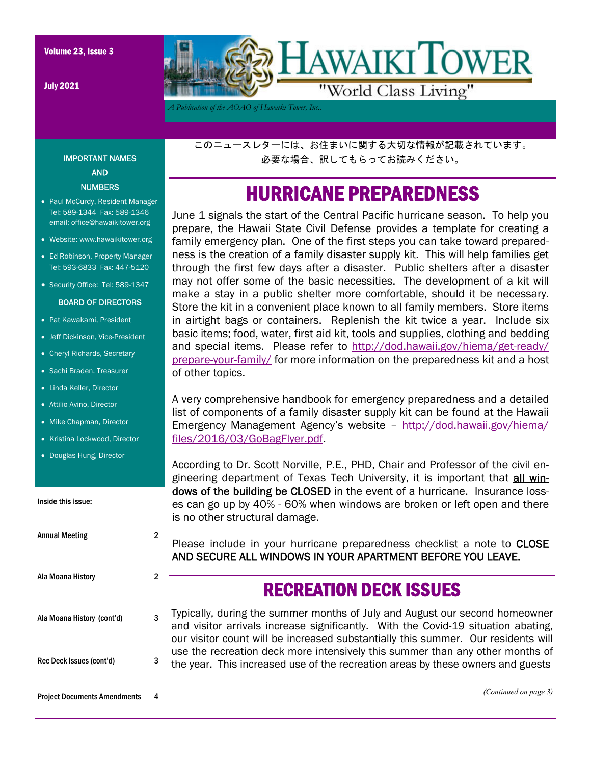# Hawaiki Tower

"World Class Living"

*A Publication of the AOAO of Hawaiki Tower, Inc.*

Volume 23, Issue 3

July 2021

このニュースレターには、お住まいに関する大切な情報が記載されています。
必要な場合、訳してもらってお読みください。

## HURRICANE PREPAREDNESS

June 1 signals the start of the Central Pacific hurricane season. To help you prepare, the Hawaii State Civil Defense provides a template for creating a family emergency plan. One of the first steps you can take toward preparedness is the creation of a family disaster supply kit. This will help families get through the first few days after a disaster. Public shelters after a disaster may not offer some of the basic necessities. The development of a kit will make a stay in a public shelter more comfortable, should it be necessary. Store the kit in a convenient place known to all family members. Store items in airtight bags or containers. Replenish the kit twice a year. Include six basic items; food, water, first aid kit, tools and supplies, clothing and bedding and special items. Please refer to http://dod.hawaii.gov/hiema/get-ready/prepare-your-family/ for more information on the preparedness kit and a host of other topics.

A very comprehensive handbook for emergency preparedness and a detailed list of components of a family disaster supply kit can be found at the Hawaii Emergency Management Agency's website – http://dod.hawaii.gov/hiema/files/2016/03/GoBagFlyer.pdf.

According to Dr. Scott Norville, P.E., PHD, Chair and Professor of the civil engineering department of Texas Tech University, it is important that **all windows of the building be CLOSED** in the event of a hurricane. Insurance losses can go up by 40% - 60% when windows are broken or left open and there is no other structural damage.

Please include in your hurricane preparedness checklist a note to CLOSE AND SECURE ALL WINDOWS IN YOUR APARTMENT BEFORE YOU LEAVE.

## RECREATION DECK ISSUES

Typically, during the summer months of July and August our second homeowner and visitor arrivals increase significantly. With the Covid-19 situation abating, our visitor count will be increased substantially this summer. Our residents will use the recreation deck more intensively this summer than any other months of the year. This increased use of the recreation areas by these owners and guests

*(Continued on page 3)*

### IMPORTANT NAMES AND NUMBERS

- Paul McCurdy, Resident Manager
  Tel: 589-1344 Fax: 589-1346
  email: office@hawaikitower.org
- Website: www.hawaikitower.org
- Ed Robinson, Property Manager
  Tel: 593-6833 Fax: 447-5120
- Security Office: Tel: 589-1347

### BOARD OF DIRECTORS

- Pat Kawakami, President
- Jeff Dickinson, Vice-President
- Cheryl Richards, Secretary
- Sachi Braden, Treasurer
- Linda Keller, Director
- Attilio Avino, Director
- Mike Chapman, Director
- Kristina Lockwood, Director
- Douglas Hung, Director

### Inside this issue:

| | |
|---|---|
| Annual Meeting | 2 |
| Ala Moana History | 2 |
| Ala Moana History (cont'd) | 3 |
| Rec Deck Issues (cont'd) | 3 |
| Project Documents Amendments | 4 |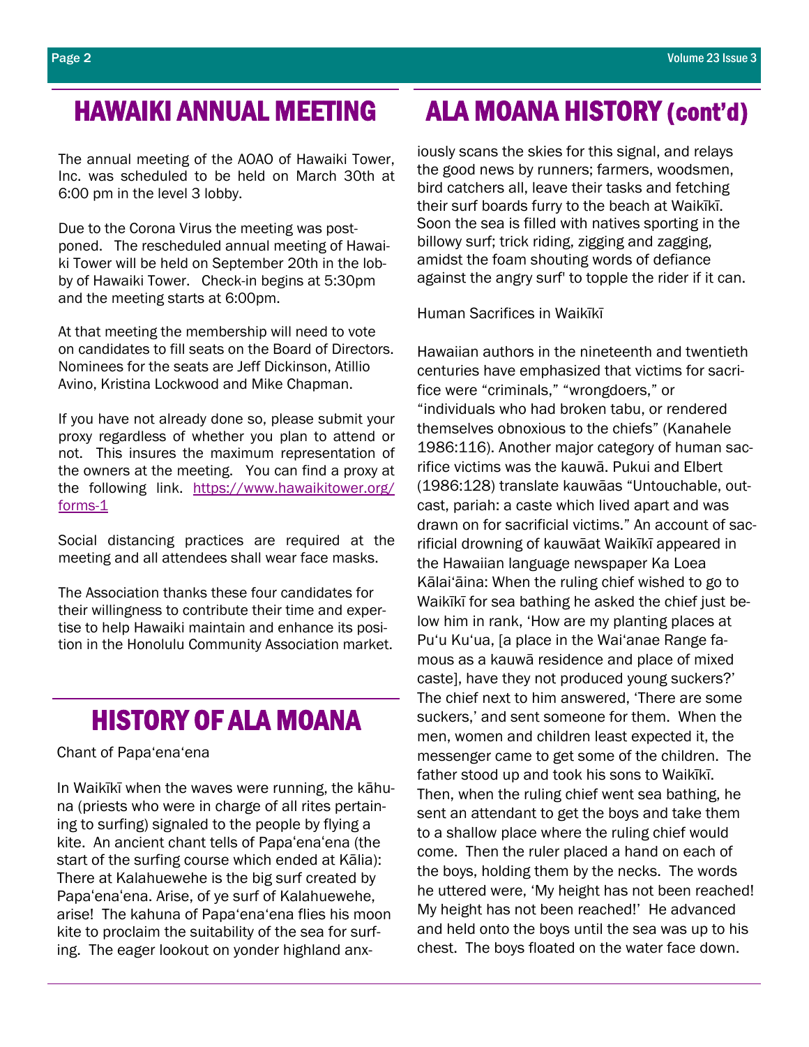## HAWAIKI ANNUAL MEETING

The annual meeting of the AOAO of Hawaiki Tower, Inc. was scheduled to be held on March 30th at 6:00 pm in the level 3 lobby.

Due to the Corona Virus the meeting was postponed. The rescheduled annual meeting of Hawaiki Tower will be held on September 20th in the lobby of Hawaiki Tower. Check-in begins at 5:30pm and the meeting starts at 6:00pm.

At that meeting the membership will need to vote on candidates to fill seats on the Board of Directors. Nominees for the seats are Jeff Dickinson, Atillio Avino, Kristina Lockwood and Mike Chapman.

If you have not already done so, please submit your proxy regardless of whether you plan to attend or not. This insures the maximum representation of the owners at the meeting. You can find a proxy at the following link. https://www.hawaikitower.org/forms-1

Social distancing practices are required at the meeting and all attendees shall wear face masks.

The Association thanks these four candidates for their willingness to contribute their time and expertise to help Hawaiki maintain and enhance its position in the Honolulu Community Association market.

## HISTORY OF ALA MOANA

Chant of Papaʻenaʻena

In Waikīkī when the waves were running, the kāhuna (priests who were in charge of all rites pertaining to surfing) signaled to the people by flying a kite. An ancient chant tells of Papaʻenaʻena (the start of the surfing course which ended at Kālia): There at Kalahuewehe is the big surf created by Papaʻenaʻena. Arise, of ye surf of Kalahuewehe, arise! The kahuna of Papaʻenaʻena flies his moon kite to proclaim the suitability of the sea for surfing. The eager lookout on yonder highland anx-

## ALA MOANA HISTORY (cont'd)

iously scans the skies for this signal, and relays the good news by runners; farmers, woodsmen, bird catchers all, leave their tasks and fetching their surf boards furry to the beach at Waikīkī. Soon the sea is filled with natives sporting in the billowy surf; trick riding, zigging and zagging, amidst the foam shouting words of defiance against the angry surf' to topple the rider if it can.

Human Sacrifices in Waikīkī

Hawaiian authors in the nineteenth and twentieth centuries have emphasized that victims for sacrifice were "criminals," "wrongdoers," or "individuals who had broken tabu, or rendered themselves obnoxious to the chiefs" (Kanahele 1986:116). Another major category of human sacrifice victims was the kauwā. Pukui and Elbert (1986:128) translate kauwāas "Untouchable, outcast, pariah: a caste which lived apart and was drawn on for sacrificial victims." An account of sacrificial drowning of kauwāat Waikīkī appeared in the Hawaiian language newspaper Ka Loea Kālaiʻāina: When the ruling chief wished to go to Waikīkī for sea bathing he asked the chief just below him in rank, 'How are my planting places at Puʻu Kuʻua, [a place in the Waiʻanae Range famous as a kauwā residence and place of mixed caste], have they not produced young suckers?' The chief next to him answered, 'There are some suckers,' and sent someone for them. When the men, women and children least expected it, the messenger came to get some of the children. The father stood up and took his sons to Waikīkī. Then, when the ruling chief went sea bathing, he sent an attendant to get the boys and take them to a shallow place where the ruling chief would come. Then the ruler placed a hand on each of the boys, holding them by the necks. The words he uttered were, 'My height has not been reached! My height has not been reached!' He advanced and held onto the boys until the sea was up to his chest. The boys floated on the water face down.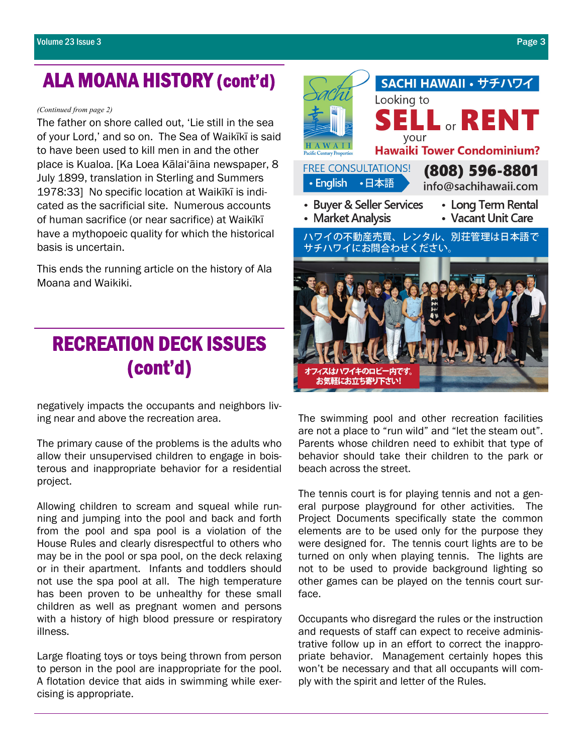# ALA MOANA HISTORY (cont'd)

*(Continued from page 2)*

The father on shore called out, 'Lie still in the sea of your Lord,' and so on. The Sea of Waikīkī is said to have been used to kill men in and the other place is Kualoa. [Ka Loea Kālai'āina newspaper, 8 July 1899, translation in Sterling and Summers 1978:33] No specific location at Waikīkī is indicated as the sacrificial site. Numerous accounts of human sacrifice (or near sacrifice) at Waikīkī have a mythopoeic quality for which the historical basis is uncertain.

This ends the running article on the history of Ala Moana and Waikiki.

# RECREATION DECK ISSUES (cont'd)

negatively impacts the occupants and neighbors living near and above the recreation area.

The primary cause of the problems is the adults who allow their unsupervised children to engage in boisterous and inappropriate behavior for a residential project.

Allowing children to scream and squeal while running and jumping into the pool and back and forth from the pool and spa pool is a violation of the House Rules and clearly disrespectful to others who may be in the pool or spa pool, on the deck relaxing or in their apartment. Infants and toddlers should not use the spa pool at all. The high temperature has been proven to be unhealthy for these small children as well as pregnant women and persons with a history of high blood pressure or respiratory illness.

Large floating toys or toys being thrown from person to person in the pool are inappropriate for the pool. A flotation device that aids in swimming while exercising is appropriate.

---

**SACHI HAWAII • サチハワイ**

Looking to **SELL** or **RENT** your **Hawaiki Tower Condominium?**

FREE CONSULTATIONS! • English • 日本語

**(808) 596-8801**
info@sachihawaii.com

- Buyer & Seller Services
- Market Analysis
- Long Term Rental
- Vacant Unit Care

ハワイの不動産売買、レンタル、別荘管理は日本語でサチハワイにお問合わせください。

オフィスはハワイキのロビー内です。お気軽にお立ち寄り下さい!

---

The swimming pool and other recreation facilities are not a place to "run wild" and "let the steam out". Parents whose children need to exhibit that type of behavior should take their children to the park or beach across the street.

The tennis court is for playing tennis and not a general purpose playground for other activities. The Project Documents specifically state the common elements are to be used only for the purpose they were designed for. The tennis court lights are to be turned on only when playing tennis. The lights are not to be used to provide background lighting so other games can be played on the tennis court surface.

Occupants who disregard the rules or the instruction and requests of staff can expect to receive administrative follow up in an effort to correct the inappropriate behavior. Management certainly hopes this won't be necessary and that all occupants will comply with the spirit and letter of the Rules.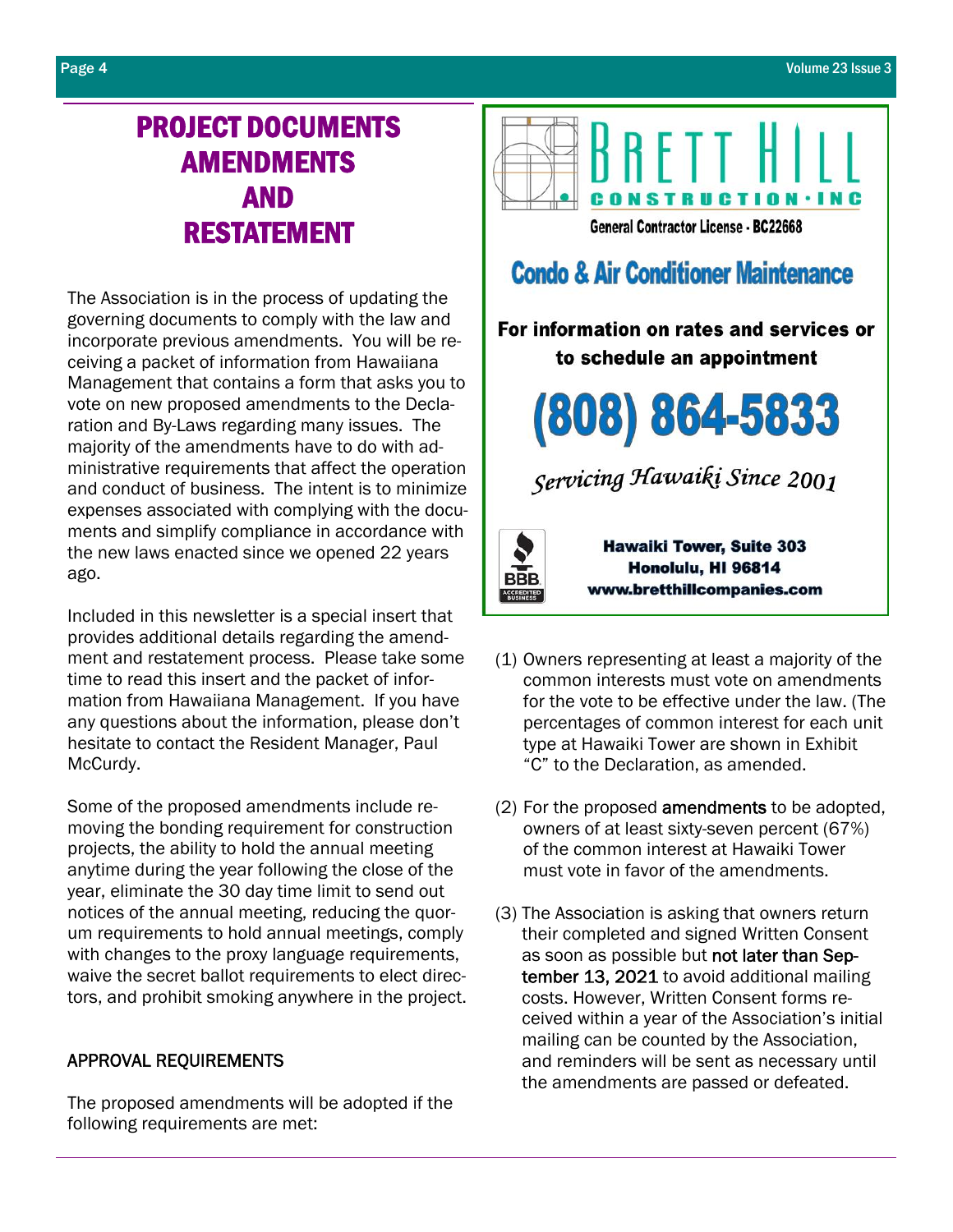# PROJECT DOCUMENTS AMENDMENTS AND RESTATEMENT

The Association is in the process of updating the governing documents to comply with the law and incorporate previous amendments. You will be receiving a packet of information from Hawaiiana Management that contains a form that asks you to vote on new proposed amendments to the Declaration and By-Laws regarding many issues. The majority of the amendments have to do with administrative requirements that affect the operation and conduct of business. The intent is to minimize expenses associated with complying with the documents and simplify compliance in accordance with the new laws enacted since we opened 22 years ago.

Included in this newsletter is a special insert that provides additional details regarding the amendment and restatement process. Please take some time to read this insert and the packet of information from Hawaiiana Management. If you have any questions about the information, please don't hesitate to contact the Resident Manager, Paul McCurdy.

Some of the proposed amendments include removing the bonding requirement for construction projects, the ability to hold the annual meeting anytime during the year following the close of the year, eliminate the 30 day time limit to send out notices of the annual meeting, reducing the quorum requirements to hold annual meetings, comply with changes to the proxy language requirements, waive the secret ballot requirements to elect directors, and prohibit smoking anywhere in the project.

## APPROVAL REQUIREMENTS

The proposed amendments will be adopted if the following requirements are met:

(1) Owners representing at least a majority of the common interests must vote on amendments for the vote to be effective under the law. (The percentages of common interest for each unit type at Hawaiki Tower are shown in Exhibit "C" to the Declaration, as amended.

(2) For the proposed amendments to be adopted, owners of at least sixty-seven percent (67%) of the common interest at Hawaiki Tower must vote in favor of the amendments.

(3) The Association is asking that owners return their completed and signed Written Consent as soon as possible but not later than September 13, 2021 to avoid additional mailing costs. However, Written Consent forms received within a year of the Association's initial mailing can be counted by the Association, and reminders will be sent as necessary until the amendments are passed or defeated.

---

**BRETT HILL CONSTRUCTION · INC**

General Contractor License - BC22668

**Condo & Air Conditioner Maintenance**

**For information on rates and services or to schedule an appointment**

**(808) 864-5833**

*Servicing Hawaiki Since 2001*

BBB ACCREDITED BUSINESS

**Hawaiki Tower, Suite 303**
**Honolulu, HI 96814**
**www.bretthillcompanies.com**